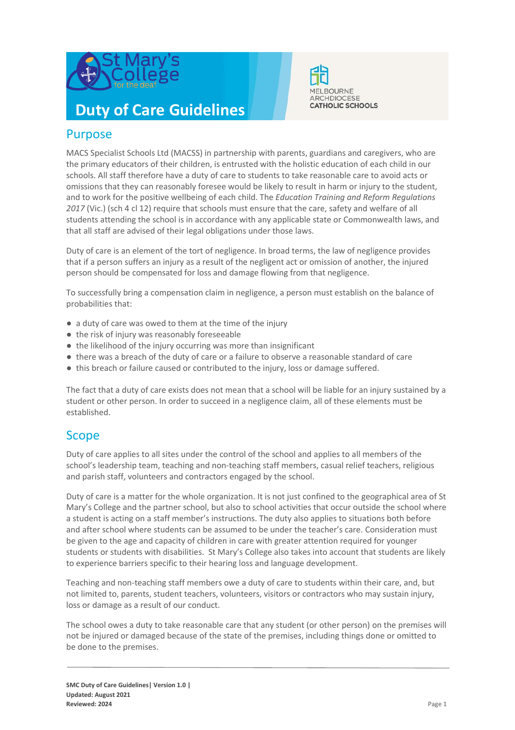# Duty of Care Guidelines

## Purpose

MACS Specialist Schools Ltd (MACSS) in partnership with parents, guardians and caregivers, who are the primary educators of their children, is entrusted with the holistic education of each child in our schools. All staff therefore have a duty of care to students to take reasonable care to avoid acts or omissions that they can reasonably foresee would be likely to result in harm or injury to the student, and to work for the positive wellbeing of each child. The *Education Training and Reform Regulations 2017* (Vic.) (sch 4 cl 12) require that schools must ensure that the care, safety and welfare of all students attending the school is in accordance with any applicable state or Commonwealth laws, and that all staff are advised of their legal obligations under those laws.

Duty of care is an element of the tort of negligence. In broad terms, the law of negligence provides that if a person suffers an injury as a result of the negligent act or omission of another, the injured person should be compensated for loss and damage flowing from that negligence.

To successfully bring a compensation claim in negligence, a person must establish on the balance of probabilities that:

- a duty of care was owed to them at the time of the injury
- the risk of injury was reasonably foreseeable
- the likelihood of the injury occurring was more than insignificant
- there was a breach of the duty of care or a failure to observe a reasonable standard of care
- this breach or failure caused or contributed to the injury, loss or damage suffered.

The fact that a duty of care exists does not mean that a school will be liable for an injury sustained by a student or other person. In order to succeed in a negligence claim, all of these elements must be established.

## Scope

Duty of care applies to all sites under the control of the school and applies to all members of the school's leadership team, teaching and non-teaching staff members, casual relief teachers, religious and parish staff, volunteers and contractors engaged by the school.

Duty of care is a matter for the whole organization. It is not just confined to the geographical area of St Mary's College and the partner school, but also to school activities that occur outside the school where a student is acting on a staff member's instructions. The duty also applies to situations both before and after school where students can be assumed to be under the teacher's care. Consideration must be given to the age and capacity of children in care with greater attention required for younger students or students with disabilities. St Mary's College also takes into account that students are likely to experience barriers specific to their hearing loss and language development.

Teaching and non-teaching staff members owe a duty of care to students within their care, and, but not limited to, parents, student teachers, volunteers, visitors or contractors who may sustain injury, loss or damage as a result of our conduct.

The school owes a duty to take reasonable care that any student (or other person) on the premises will not be injured or damaged because of the state of the premises, including things done or omitted to be done to the premises.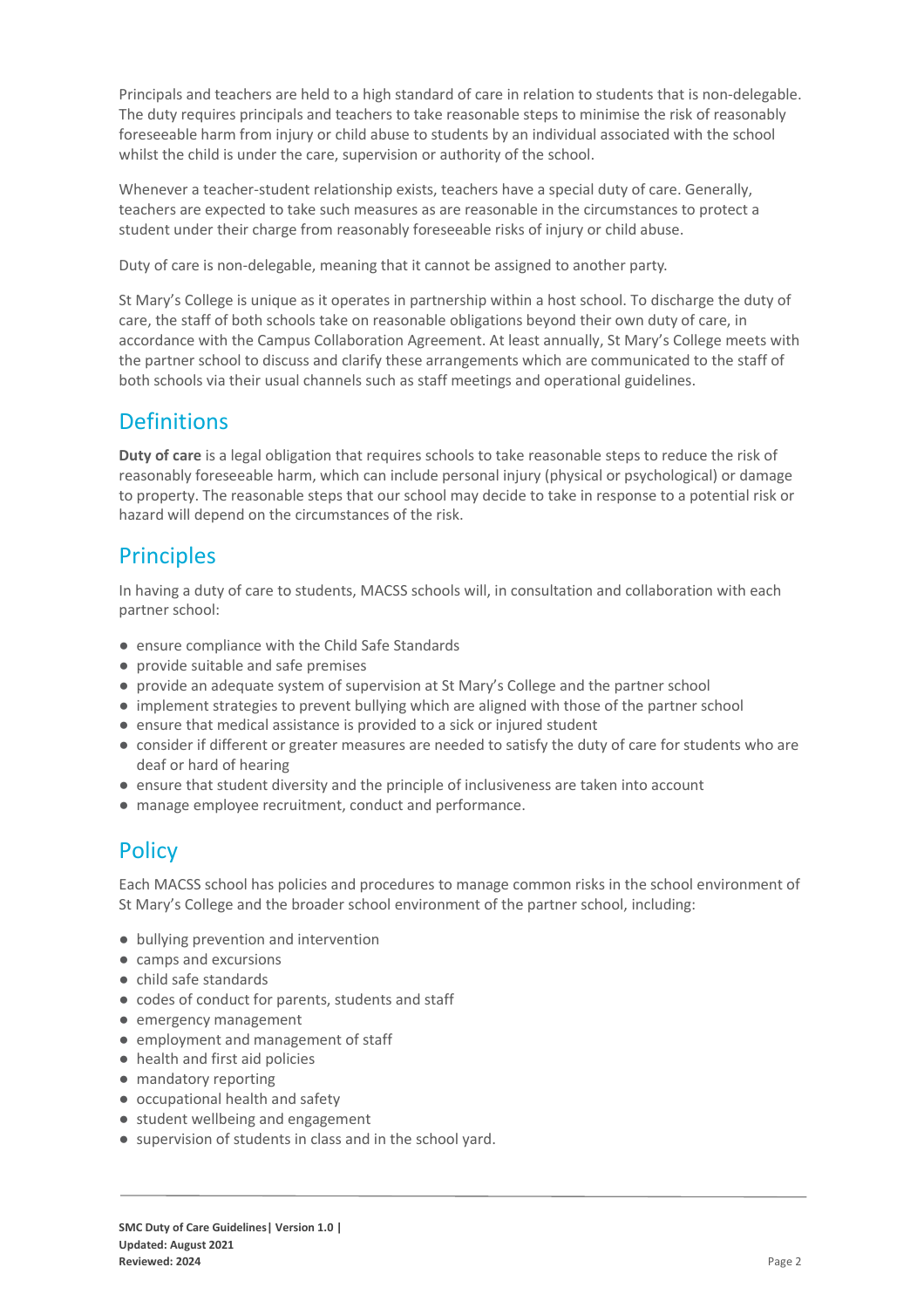Principals and teachers are held to a high standard of care in relation to students that is non-delegable. The duty requires principals and teachers to take reasonable steps to minimise the risk of reasonably foreseeable harm from injury or child abuse to students by an individual associated with the school whilst the child is under the care, supervision or authority of the school.

Whenever a teacher-student relationship exists, teachers have a special duty of care. Generally, teachers are expected to take such measures as are reasonable in the circumstances to protect a student under their charge from reasonably foreseeable risks of injury or child abuse.

Duty of care is non-delegable, meaning that it cannot be assigned to another party.

St Mary's College is unique as it operates in partnership within a host school. To discharge the duty of care, the staff of both schools take on reasonable obligations beyond their own duty of care, in accordance with the Campus Collaboration Agreement. At least annually, St Mary's College meets with the partner school to discuss and clarify these arrangements which are communicated to the staff of both schools via their usual channels such as staff meetings and operational guidelines.

## Definitions

**Duty of care** is a legal obligation that requires schools to take reasonable steps to reduce the risk of reasonably foreseeable harm, which can include personal injury (physical or psychological) or damage to property. The reasonable steps that our school may decide to take in response to a potential risk or hazard will depend on the circumstances of the risk.

## Principles

In having a duty of care to students, MACSS schools will, in consultation and collaboration with each partner school:

- ensure compliance with the Child Safe Standards
- provide suitable and safe premises
- provide an adequate system of supervision at St Mary's College and the partner school
- implement strategies to prevent bullying which are aligned with those of the partner school
- ensure that medical assistance is provided to a sick or injured student
- consider if different or greater measures are needed to satisfy the duty of care for students who are deaf or hard of hearing
- ensure that student diversity and the principle of inclusiveness are taken into account
- manage employee recruitment, conduct and performance.

## Policy

Each MACSS school has policies and procedures to manage common risks in the school environment of St Mary's College and the broader school environment of the partner school, including:

- bullying prevention and intervention
- camps and excursions
- child safe standards
- codes of conduct for parents, students and staff
- emergency management
- employment and management of staff
- health and first aid policies
- mandatory reporting
- occupational health and safety
- student wellbeing and engagement
- supervision of students in class and in the school yard.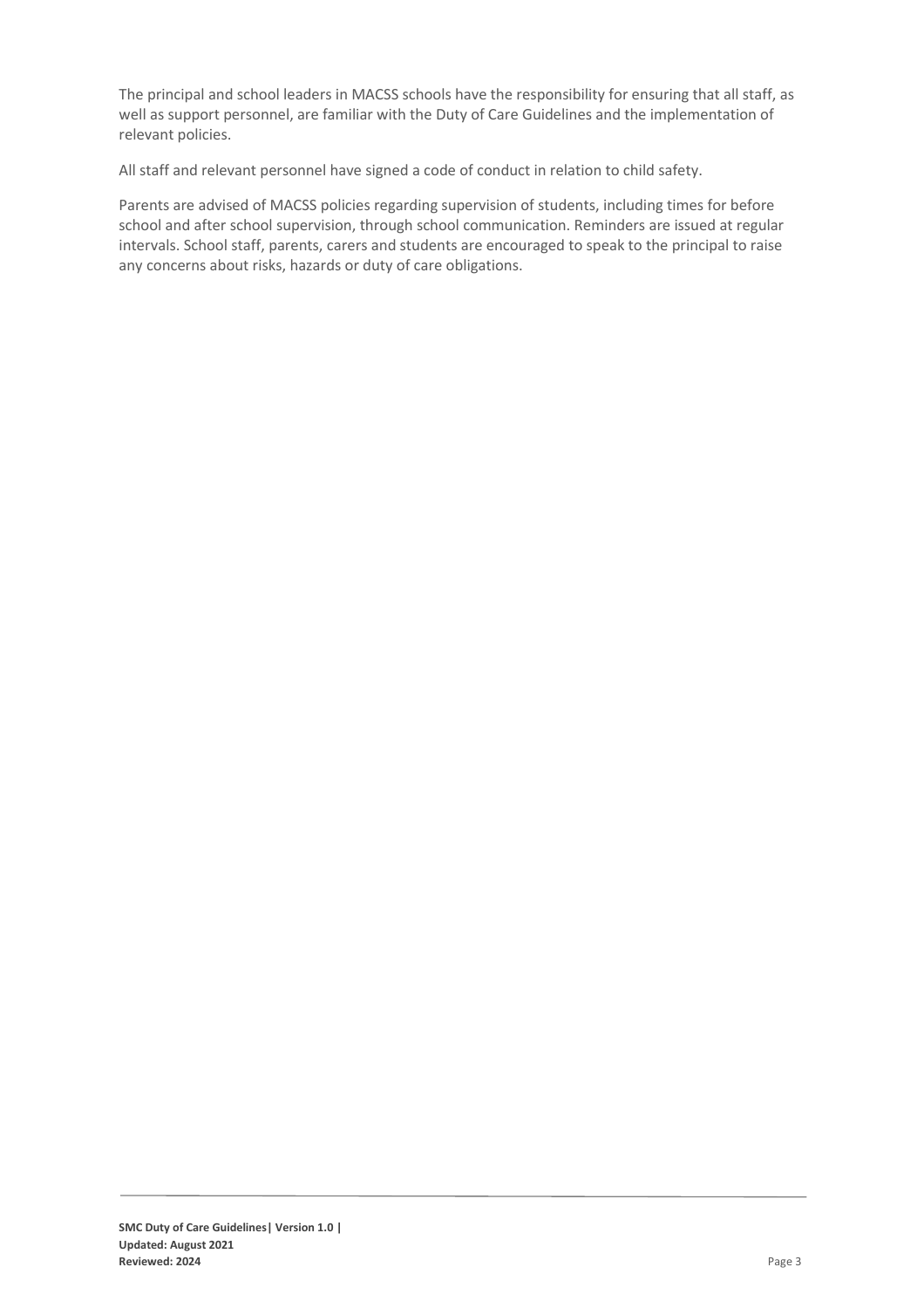The principal and school leaders in MACSS schools have the responsibility for ensuring that all staff, as well as support personnel, are familiar with the Duty of Care Guidelines and the implementation of relevant policies.

All staff and relevant personnel have signed a code of conduct in relation to child safety.

Parents are advised of MACSS policies regarding supervision of students, including times for before school and after school supervision, through school communication. Reminders are issued at regular intervals. School staff, parents, carers and students are encouraged to speak to the principal to raise any concerns about risks, hazards or duty of care obligations.